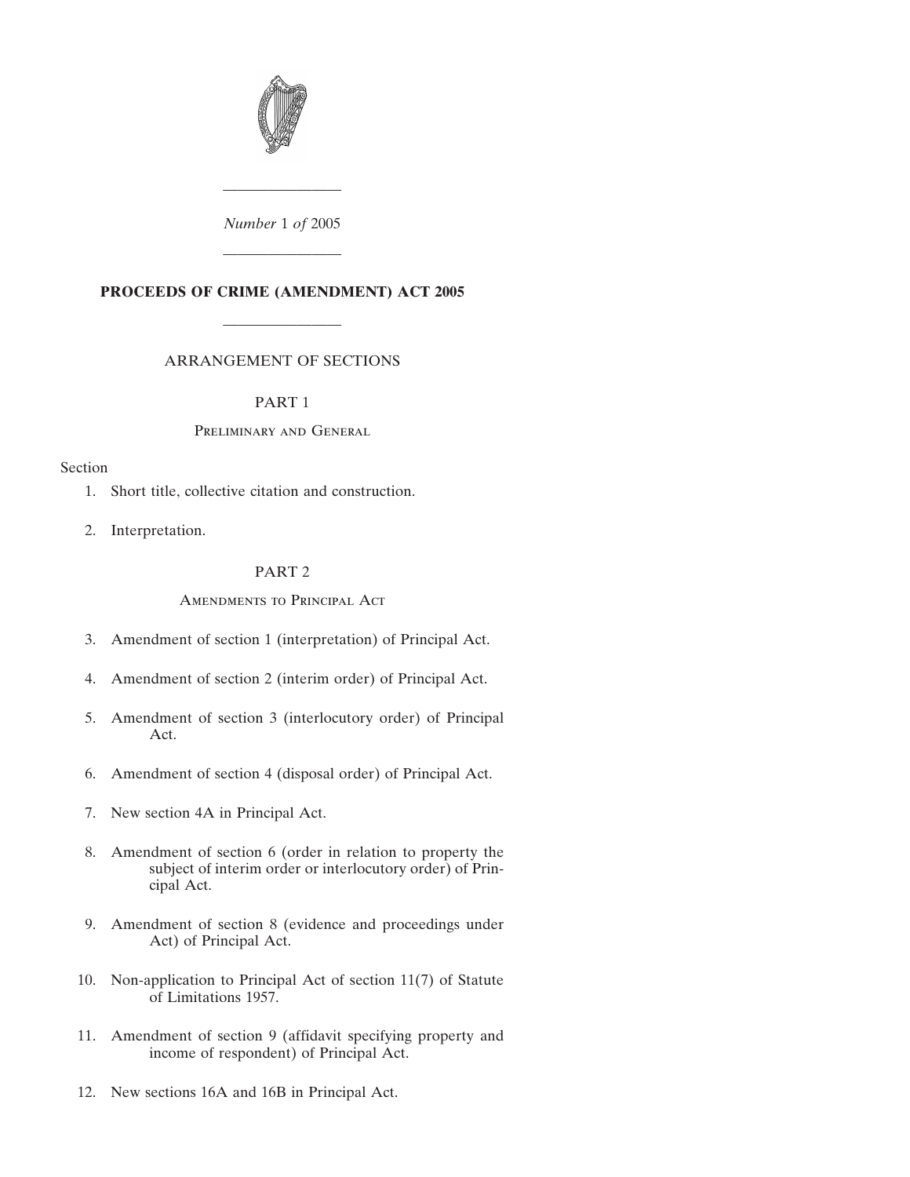*Number* 1 *of* 2005

---

# PROCEEDS OF CRIME (AMENDMENT) ACT 2005

---

## ARRANGEMENT OF SECTIONS

### PART 1

#### Preliminary and General

Section

1. Short title, collective citation and construction.

2. Interpretation.

### PART 2

#### Amendments to Principal Act

3. Amendment of section 1 (interpretation) of Principal Act.

4. Amendment of section 2 (interim order) of Principal Act.

5. Amendment of section 3 (interlocutory order) of Principal Act.

6. Amendment of section 4 (disposal order) of Principal Act.

7. New section 4A in Principal Act.

8. Amendment of section 6 (order in relation to property the subject of interim order or interlocutory order) of Principal Act.

9. Amendment of section 8 (evidence and proceedings under Act) of Principal Act.

10. Non-application to Principal Act of section 11(7) of Statute of Limitations 1957.

11. Amendment of section 9 (affidavit specifying property and income of respondent) of Principal Act.

12. New sections 16A and 16B in Principal Act.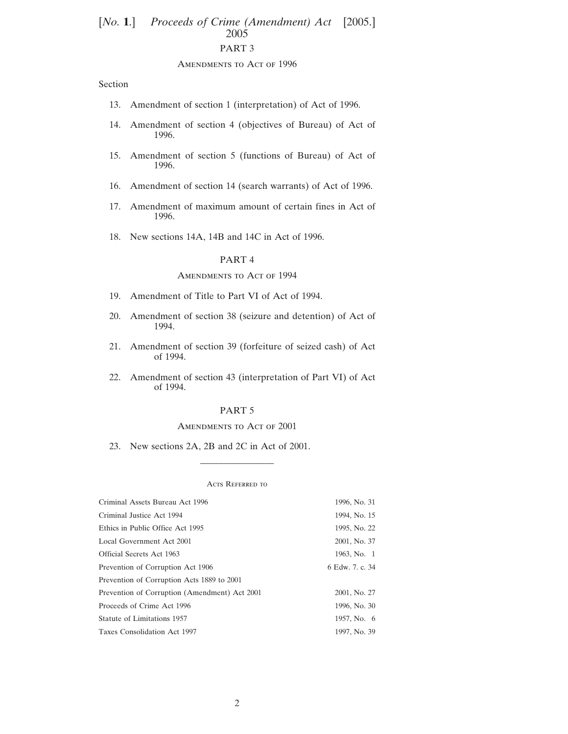PART 3

Amendments to Act of 1996

Section

13. Amendment of section 1 (interpretation) of Act of 1996.

14. Amendment of section 4 (objectives of Bureau) of Act of 1996.

15. Amendment of section 5 (functions of Bureau) of Act of 1996.

16. Amendment of section 14 (search warrants) of Act of 1996.

17. Amendment of maximum amount of certain fines in Act of 1996.

18. New sections 14A, 14B and 14C in Act of 1996.

PART 4

Amendments to Act of 1994

19. Amendment of Title to Part VI of Act of 1994.

20. Amendment of section 38 (seizure and detention) of Act of 1994.

21. Amendment of section 39 (forfeiture of seized cash) of Act of 1994.

22. Amendment of section 43 (interpretation of Part VI) of Act of 1994.

PART 5

Amendments to Act of 2001

23. New sections 2A, 2B and 2C in Act of 2001.

---

Acts Referred to

| | |
|---|---|
| Criminal Assets Bureau Act 1996 | 1996, No. 31 |
| Criminal Justice Act 1994 | 1994, No. 15 |
| Ethics in Public Office Act 1995 | 1995, No. 22 |
| Local Government Act 2001 | 2001, No. 37 |
| Official Secrets Act 1963 | 1963, No. 1 |
| Prevention of Corruption Act 1906 | 6 Edw. 7. c. 34 |
| Prevention of Corruption Acts 1889 to 2001 | |
| Prevention of Corruption (Amendment) Act 2001 | 2001, No. 27 |
| Proceeds of Crime Act 1996 | 1996, No. 30 |
| Statute of Limitations 1957 | 1957, No. 6 |
| Taxes Consolidation Act 1997 | 1997, No. 39 |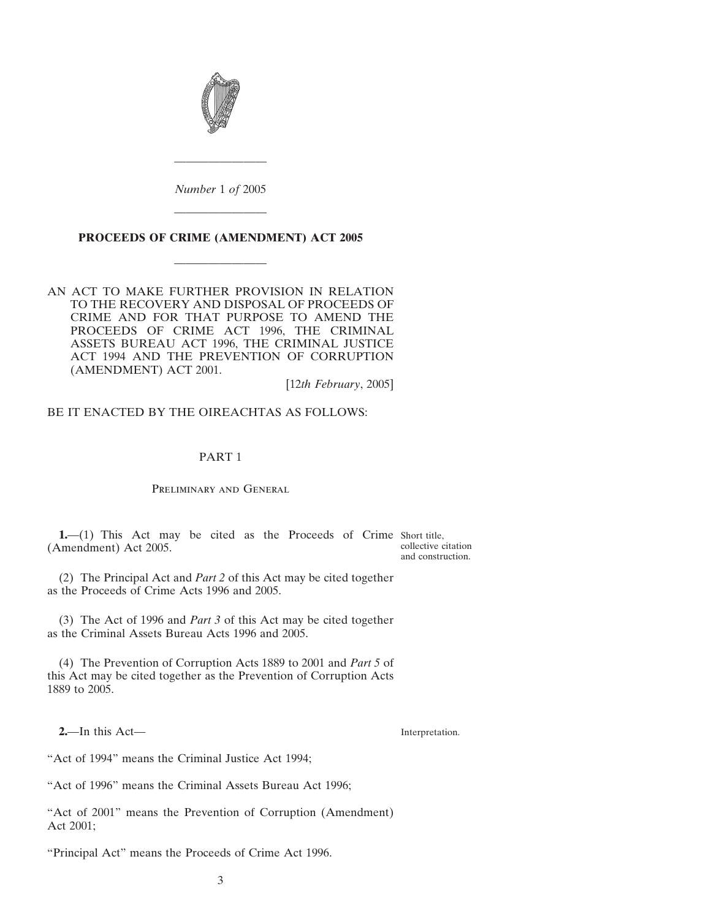*Number* 1 *of* 2005

---

# PROCEEDS OF CRIME (AMENDMENT) ACT 2005

---

AN ACT TO MAKE FURTHER PROVISION IN RELATION TO THE RECOVERY AND DISPOSAL OF PROCEEDS OF CRIME AND FOR THAT PURPOSE TO AMEND THE PROCEEDS OF CRIME ACT 1996, THE CRIMINAL ASSETS BUREAU ACT 1996, THE CRIMINAL JUSTICE ACT 1994 AND THE PREVENTION OF CORRUPTION (AMENDMENT) ACT 2001.

[12*th February*, 2005]

BE IT ENACTED BY THE OIREACHTAS AS FOLLOWS:

## PART 1

### Preliminary and General

Short title, collective citation and construction.

**1.**—(1) This Act may be cited as the Proceeds of Crime (Amendment) Act 2005.

(2) The Principal Act and *Part 2* of this Act may be cited together as the Proceeds of Crime Acts 1996 and 2005.

(3) The Act of 1996 and *Part 3* of this Act may be cited together as the Criminal Assets Bureau Acts 1996 and 2005.

(4) The Prevention of Corruption Acts 1889 to 2001 and *Part 5* of this Act may be cited together as the Prevention of Corruption Acts 1889 to 2005.

Interpretation.

**2.**—In this Act—

"Act of 1994" means the Criminal Justice Act 1994;

"Act of 1996" means the Criminal Assets Bureau Act 1996;

"Act of 2001" means the Prevention of Corruption (Amendment) Act 2001;

"Principal Act" means the Proceeds of Crime Act 1996.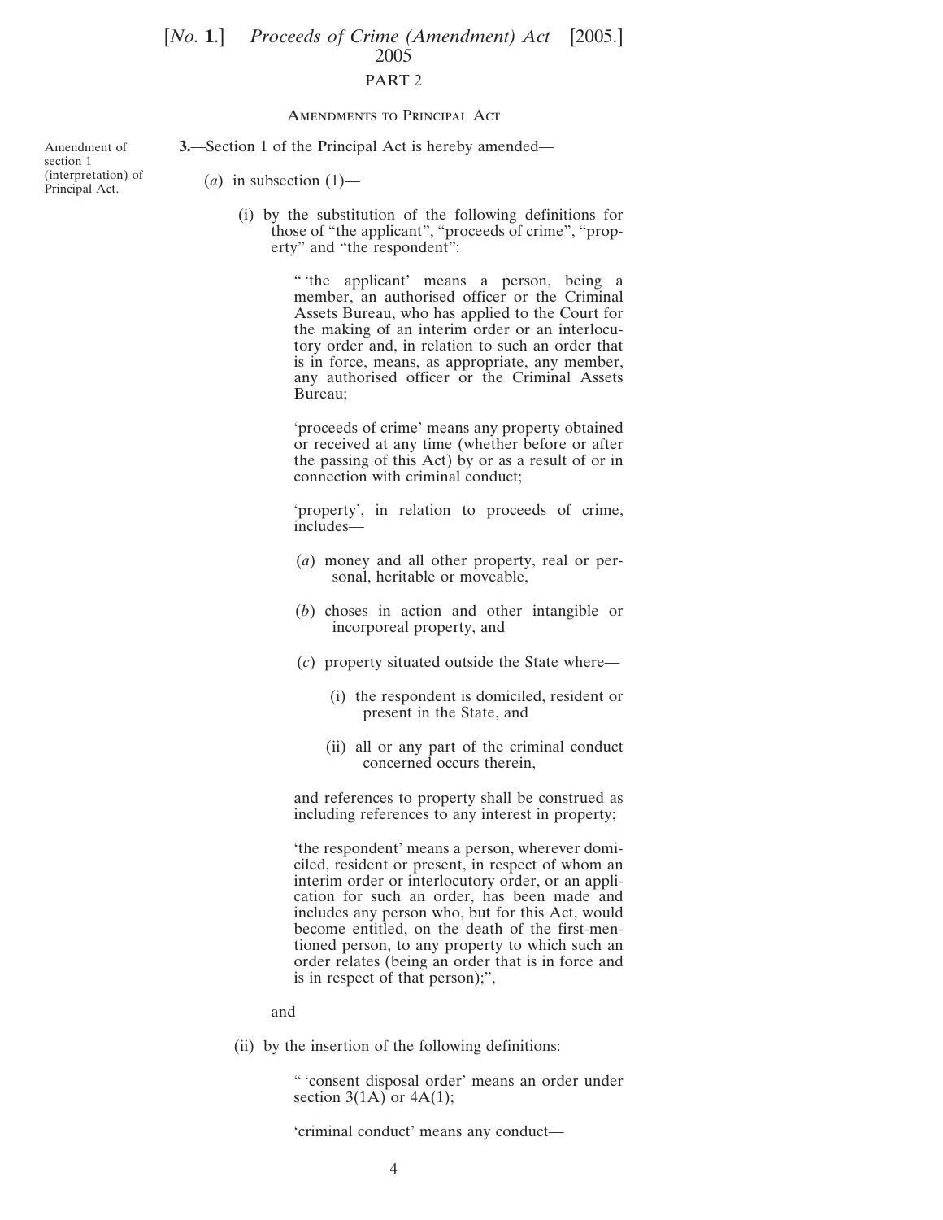PART 2

AMENDMENTS TO PRINCIPAL ACT

Amendment of section 1 (interpretation) of Principal Act.

**3.**—Section 1 of the Principal Act is hereby amended—

(*a*) in subsection (1)—

(i) by the substitution of the following definitions for those of "the applicant", "proceeds of crime", "property" and "the respondent":

" 'the applicant' means a person, being a member, an authorised officer or the Criminal Assets Bureau, who has applied to the Court for the making of an interim order or an interlocutory order and, in relation to such an order that is in force, means, as appropriate, any member, any authorised officer or the Criminal Assets Bureau;

'proceeds of crime' means any property obtained or received at any time (whether before or after the passing of this Act) by or as a result of or in connection with criminal conduct;

'property', in relation to proceeds of crime, includes—

(*a*) money and all other property, real or personal, heritable or moveable,

(*b*) choses in action and other intangible or incorporeal property, and

(*c*) property situated outside the State where—

(i) the respondent is domiciled, resident or present in the State, and

(ii) all or any part of the criminal conduct concerned occurs therein,

and references to property shall be construed as including references to any interest in property;

'the respondent' means a person, wherever domiciled, resident or present, in respect of whom an interim order or interlocutory order, or an application for such an order, has been made and includes any person who, but for this Act, would become entitled, on the death of the first-mentioned person, to any property to which such an order relates (being an order that is in force and is in respect of that person);",

and

(ii) by the insertion of the following definitions:

" 'consent disposal order' means an order under section 3(1A) or 4A(1);

'criminal conduct' means any conduct—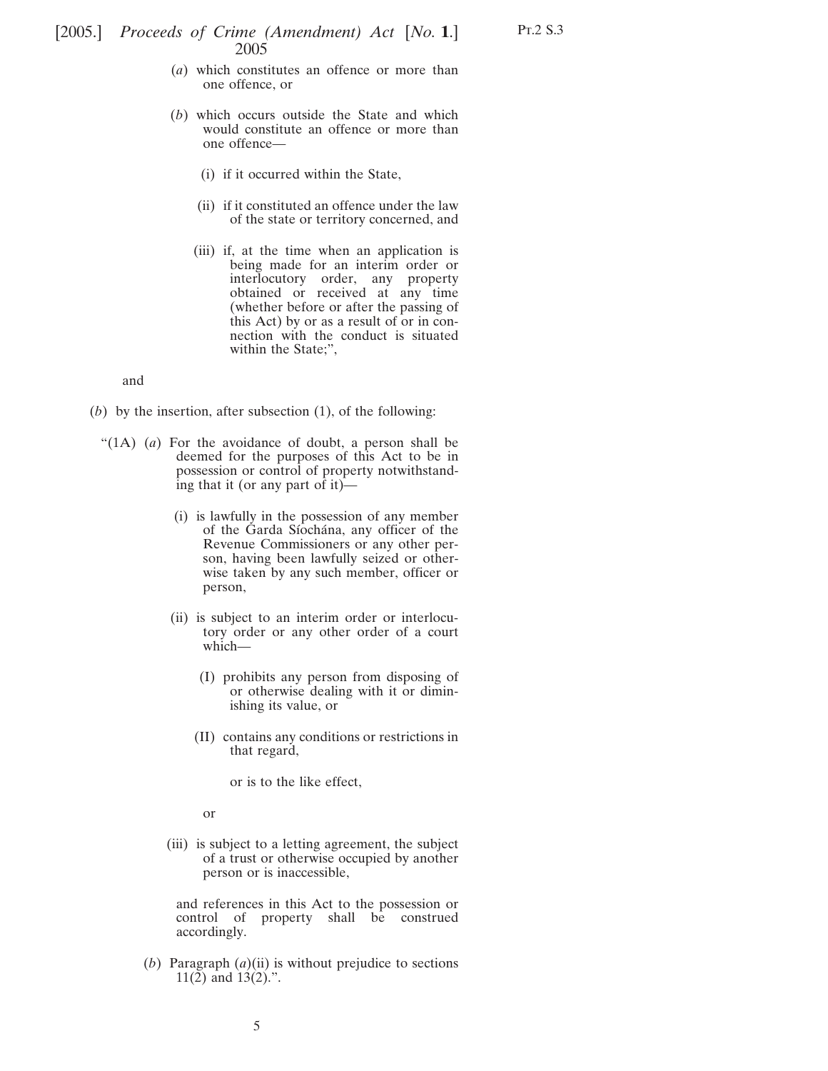(*a*) which constitutes an offence or more than one offence, or

(*b*) which occurs outside the State and which would constitute an offence or more than one offence—

(i) if it occurred within the State,

(ii) if it constituted an offence under the law of the state or territory concerned, and

(iii) if, at the time when an application is being made for an interim order or interlocutory order, any property obtained or received at any time (whether before or after the passing of this Act) by or as a result of or in connection with the conduct is situated within the State;",

and

(*b*) by the insertion, after subsection (1), of the following:

"(1A) (*a*) For the avoidance of doubt, a person shall be deemed for the purposes of this Act to be in possession or control of property notwithstanding that it (or any part of it)—

(i) is lawfully in the possession of any member of the Garda Síochána, any officer of the Revenue Commissioners or any other person, having been lawfully seized or otherwise taken by any such member, officer or person,

(ii) is subject to an interim order or interlocutory order or any other order of a court which—

(I) prohibits any person from disposing of or otherwise dealing with it or diminishing its value, or

(II) contains any conditions or restrictions in that regard,

or is to the like effect,

or

(iii) is subject to a letting agreement, the subject of a trust or otherwise occupied by another person or is inaccessible,

and references in this Act to the possession or control of property shall be construed accordingly.

(*b*) Paragraph (*a*)(ii) is without prejudice to sections 11(2) and 13(2).".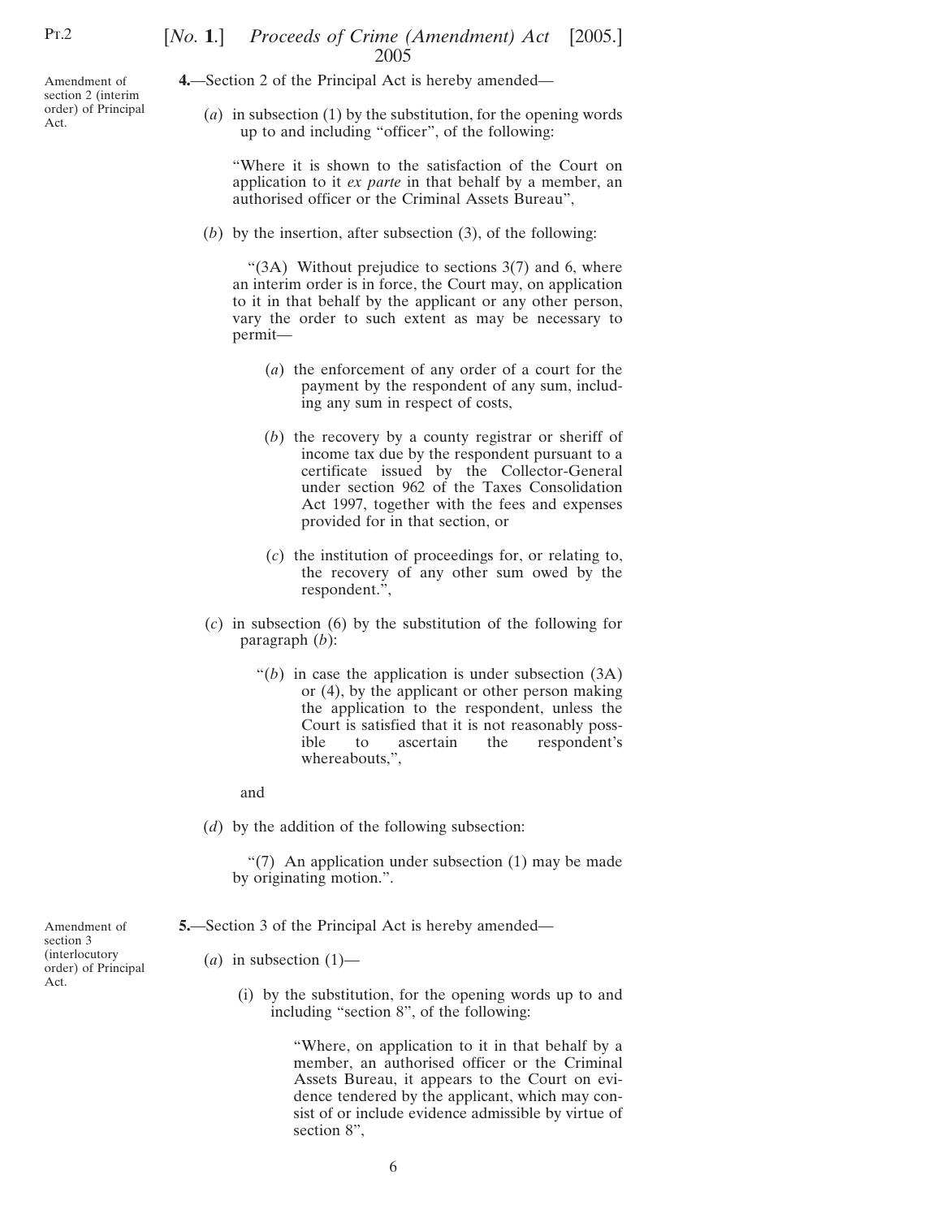*Amendment of section 2 (interim order) of Principal Act.*

**4.**—Section 2 of the Principal Act is hereby amended—

(*a*) in subsection (1) by the substitution, for the opening words up to and including "officer", of the following:

> "Where it is shown to the satisfaction of the Court on application to it *ex parte* in that behalf by a member, an authorised officer or the Criminal Assets Bureau",

(*b*) by the insertion, after subsection (3), of the following:

> "(3A) Without prejudice to sections 3(7) and 6, where an interim order is in force, the Court may, on application to it in that behalf by the applicant or any other person, vary the order to such extent as may be necessary to permit—
>
> (*a*) the enforcement of any order of a court for the payment by the respondent of any sum, including any sum in respect of costs,
>
> (*b*) the recovery by a county registrar or sheriff of income tax due by the respondent pursuant to a certificate issued by the Collector-General under section 962 of the Taxes Consolidation Act 1997, together with the fees and expenses provided for in that section, or
>
> (*c*) the institution of proceedings for, or relating to, the recovery of any other sum owed by the respondent.",

(*c*) in subsection (6) by the substitution of the following for paragraph (*b*):

> "(*b*) in case the application is under subsection (3A) or (4), by the applicant or other person making the application to the respondent, unless the Court is satisfied that it is not reasonably possible to ascertain the respondent's whereabouts,",

and

(*d*) by the addition of the following subsection:

> "(7) An application under subsection (1) may be made by originating motion.".

*Amendment of section 3 (interlocutory order) of Principal Act.*

**5.**—Section 3 of the Principal Act is hereby amended—

(*a*) in subsection (1)—

(i) by the substitution, for the opening words up to and including "section 8", of the following:

> "Where, on application to it in that behalf by a member, an authorised officer or the Criminal Assets Bureau, it appears to the Court on evidence tendered by the applicant, which may consist of or include evidence admissible by virtue of section 8",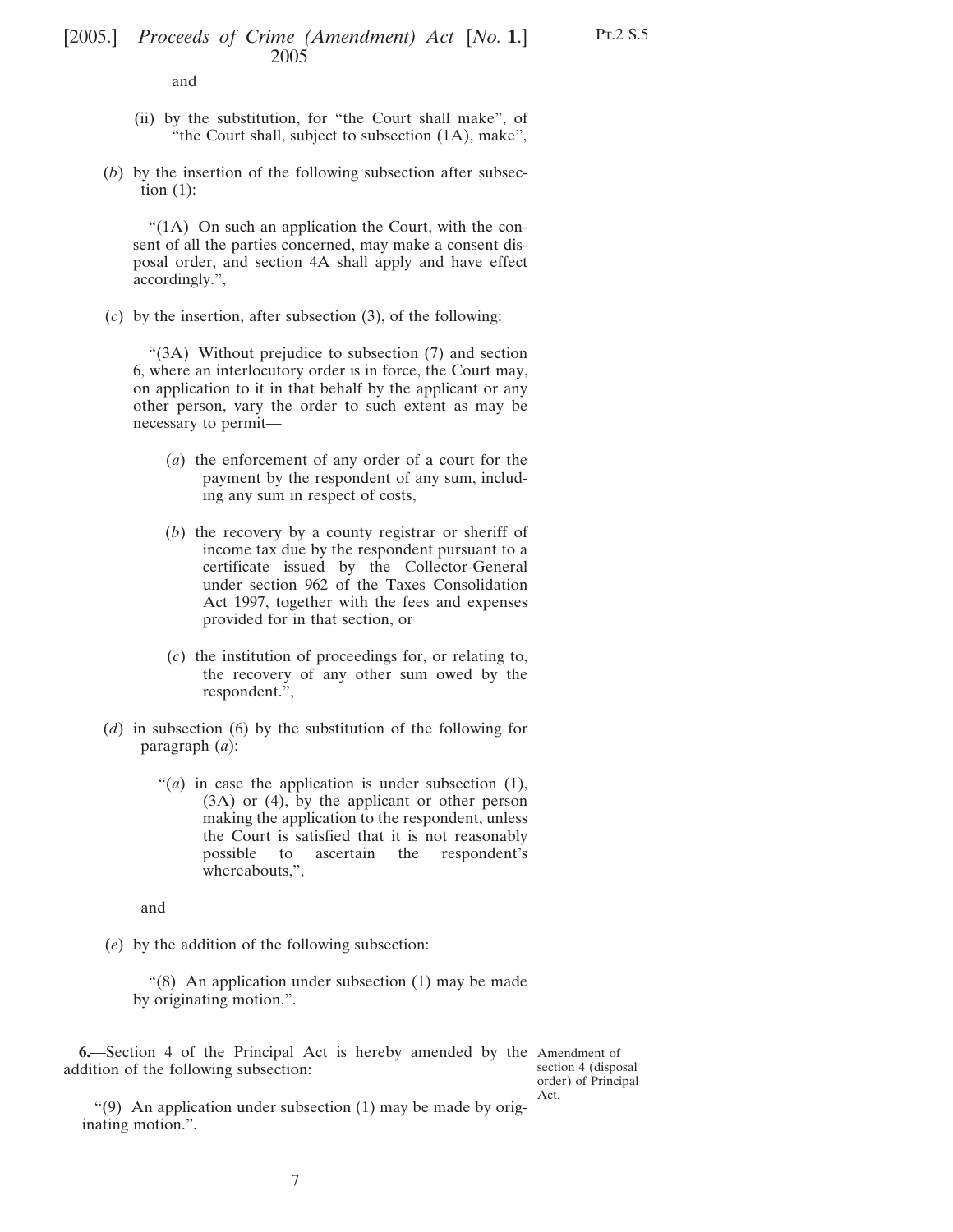and

(ii) by the substitution, for "the Court shall make", of "the Court shall, subject to subsection (1A), make",

(*b*) by the insertion of the following subsection after subsection (1):

"(1A) On such an application the Court, with the consent of all the parties concerned, may make a consent disposal order, and section 4A shall apply and have effect accordingly.",

(*c*) by the insertion, after subsection (3), of the following:

"(3A) Without prejudice to subsection (7) and section 6, where an interlocutory order is in force, the Court may, on application to it in that behalf by the applicant or any other person, vary the order to such extent as may be necessary to permit—

(*a*) the enforcement of any order of a court for the payment by the respondent of any sum, including any sum in respect of costs,

(*b*) the recovery by a county registrar or sheriff of income tax due by the respondent pursuant to a certificate issued by the Collector-General under section 962 of the Taxes Consolidation Act 1997, together with the fees and expenses provided for in that section, or

(*c*) the institution of proceedings for, or relating to, the recovery of any other sum owed by the respondent.",

(*d*) in subsection (6) by the substitution of the following for paragraph (*a*):

"(*a*) in case the application is under subsection (1), (3A) or (4), by the applicant or other person making the application to the respondent, unless the Court is satisfied that it is not reasonably possible to ascertain the respondent's whereabouts,",

and

(*e*) by the addition of the following subsection:

"(8) An application under subsection (1) may be made by originating motion.".

Amendment of section 4 (disposal order) of Principal Act.

**6.**—Section 4 of the Principal Act is hereby amended by the addition of the following subsection:

"(9) An application under subsection (1) may be made by originating motion.".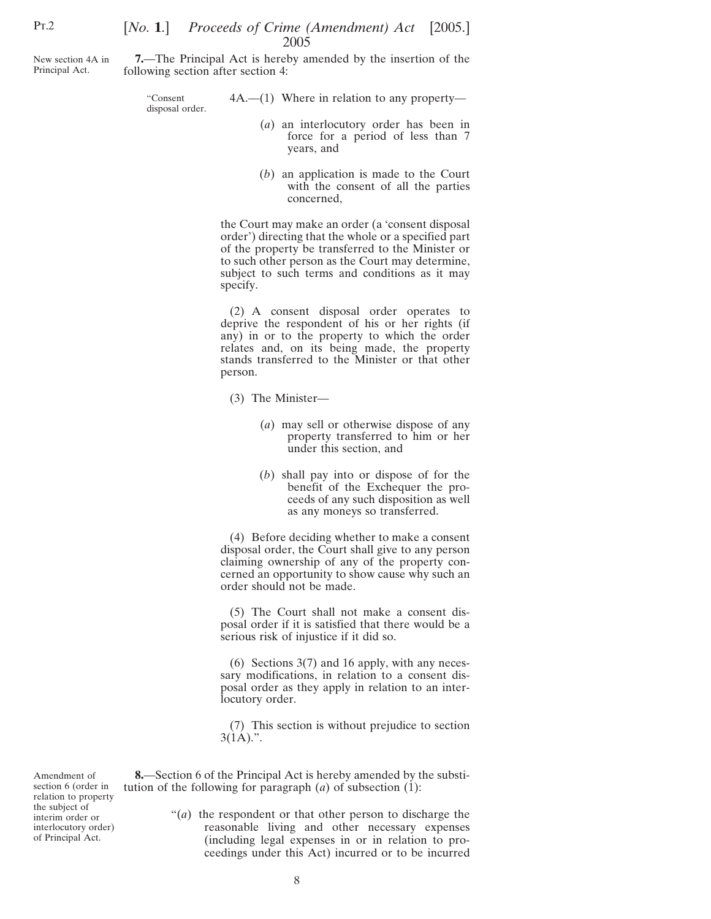New section 4A in Principal Act.

**7.**—The Principal Act is hereby amended by the insertion of the following section after section 4:

"Consent disposal order.

4A.—(1) Where in relation to any property—

(*a*) an interlocutory order has been in force for a period of less than 7 years, and

(*b*) an application is made to the Court with the consent of all the parties concerned,

the Court may make an order (a 'consent disposal order') directing that the whole or a specified part of the property be transferred to the Minister or to such other person as the Court may determine, subject to such terms and conditions as it may specify.

(2) A consent disposal order operates to deprive the respondent of his or her rights (if any) in or to the property to which the order relates and, on its being made, the property stands transferred to the Minister or that other person.

(3) The Minister—

(*a*) may sell or otherwise dispose of any property transferred to him or her under this section, and

(*b*) shall pay into or dispose of for the benefit of the Exchequer the proceeds of any such disposition as well as any moneys so transferred.

(4) Before deciding whether to make a consent disposal order, the Court shall give to any person claiming ownership of any of the property concerned an opportunity to show cause why such an order should not be made.

(5) The Court shall not make a consent disposal order if it is satisfied that there would be a serious risk of injustice if it did so.

(6) Sections 3(7) and 16 apply, with any necessary modifications, in relation to a consent disposal order as they apply in relation to an interlocutory order.

(7) This section is without prejudice to section 3(1A).".

Amendment of section 6 (order in relation to property the subject of interim order or interlocutory order) of Principal Act.

**8.**—Section 6 of the Principal Act is hereby amended by the substitution of the following for paragraph (*a*) of subsection (1):

"(*a*) the respondent or that other person to discharge the reasonable living and other necessary expenses (including legal expenses in or in relation to proceedings under this Act) incurred or to be incurred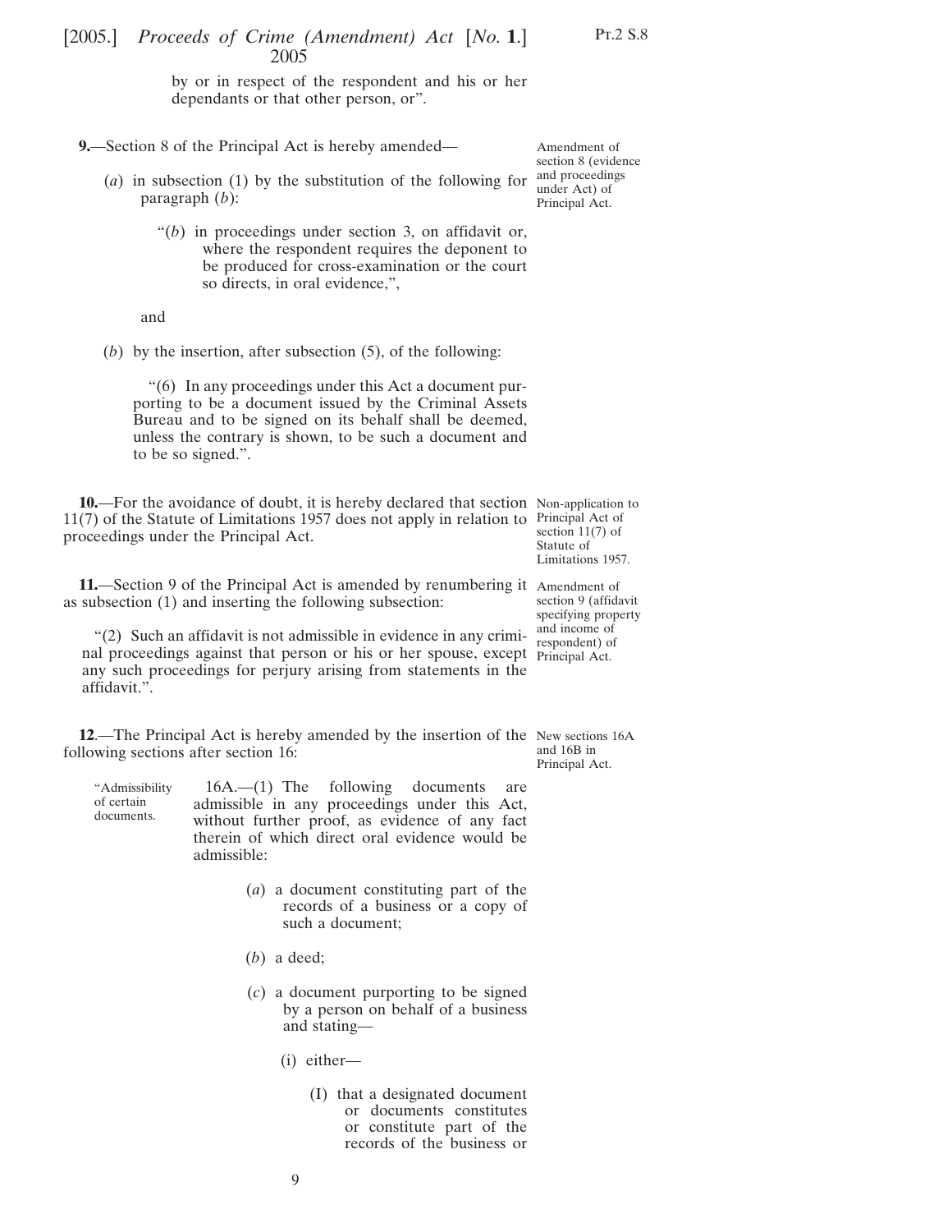by or in respect of the respondent and his or her dependants or that other person, or".

**9.**—Section 8 of the Principal Act is hereby amended—

Amendment of section 8 (evidence and proceedings under Act) of Principal Act.

(*a*) in subsection (1) by the substitution of the following for paragraph (*b*):

"(*b*) in proceedings under section 3, on affidavit or, where the respondent requires the deponent to be produced for cross-examination or the court so directs, in oral evidence,",

and

(*b*) by the insertion, after subsection (5), of the following:

"(6) In any proceedings under this Act a document purporting to be a document issued by the Criminal Assets Bureau and to be signed on its behalf shall be deemed, unless the contrary is shown, to be such a document and to be so signed.".

**10.**—For the avoidance of doubt, it is hereby declared that section 11(7) of the Statute of Limitations 1957 does not apply in relation to proceedings under the Principal Act.

Non-application to Principal Act of section 11(7) of Statute of Limitations 1957.

**11.**—Section 9 of the Principal Act is amended by renumbering it as subsection (1) and inserting the following subsection:

Amendment of section 9 (affidavit specifying property and income of respondent) of Principal Act.

"(2) Such an affidavit is not admissible in evidence in any criminal proceedings against that person or his or her spouse, except any such proceedings for perjury arising from statements in the affidavit.".

**12**.—The Principal Act is hereby amended by the insertion of the following sections after section 16:

New sections 16A and 16B in Principal Act.

"Admissibility of certain documents.

16A.—(1) The following documents are admissible in any proceedings under this Act, without further proof, as evidence of any fact therein of which direct oral evidence would be admissible:

(*a*) a document constituting part of the records of a business or a copy of such a document;

(*b*) a deed;

(*c*) a document purporting to be signed by a person on behalf of a business and stating—

(i) either—

(I) that a designated document or documents constitutes or constitute part of the records of the business or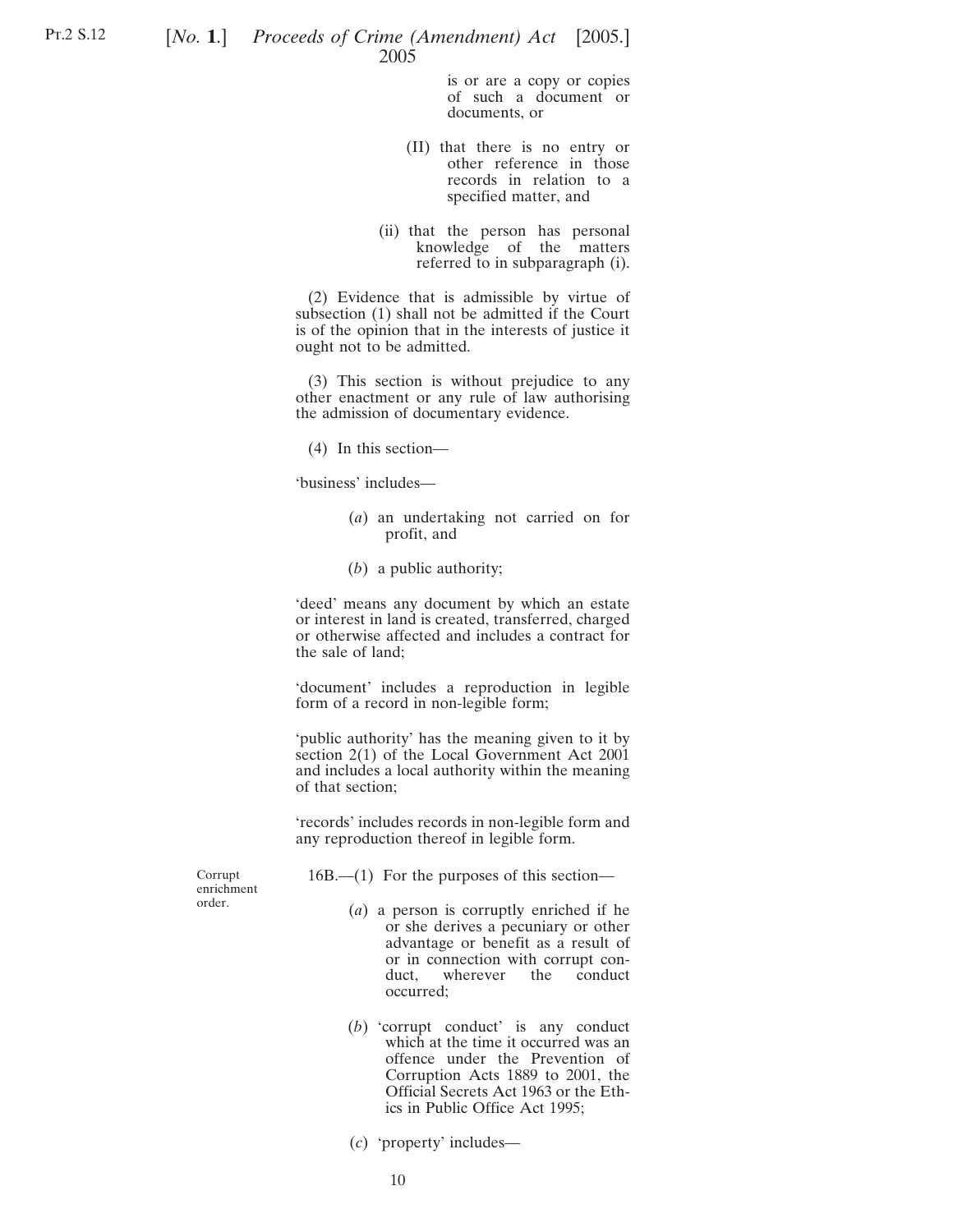is or are a copy or copies of such a document or documents, or

(II) that there is no entry or other reference in those records in relation to a specified matter, and

(ii) that the person has personal knowledge of the matters referred to in subparagraph (i).

(2) Evidence that is admissible by virtue of subsection (1) shall not be admitted if the Court is of the opinion that in the interests of justice it ought not to be admitted.

(3) This section is without prejudice to any other enactment or any rule of law authorising the admission of documentary evidence.

(4) In this section—

'business' includes—

(*a*) an undertaking not carried on for profit, and

(*b*) a public authority;

'deed' means any document by which an estate or interest in land is created, transferred, charged or otherwise affected and includes a contract for the sale of land;

'document' includes a reproduction in legible form of a record in non-legible form;

'public authority' has the meaning given to it by section 2(1) of the Local Government Act 2001 and includes a local authority within the meaning of that section;

'records' includes records in non-legible form and any reproduction thereof in legible form.

Corrupt enrichment order.

16B.—(1) For the purposes of this section—

(*a*) a person is corruptly enriched if he or she derives a pecuniary or other advantage or benefit as a result of or in connection with corrupt conduct, wherever the conduct occurred;

(*b*) 'corrupt conduct' is any conduct which at the time it occurred was an offence under the Prevention of Corruption Acts 1889 to 2001, the Official Secrets Act 1963 or the Ethics in Public Office Act 1995;

(*c*) 'property' includes—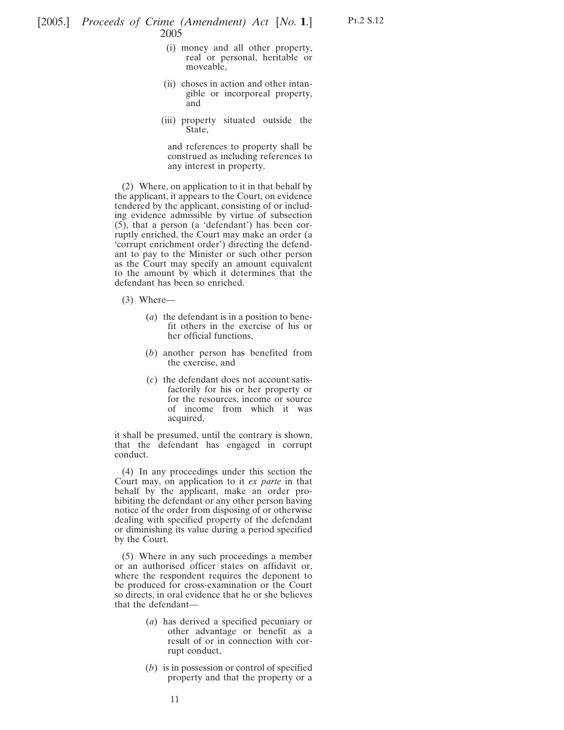(i) money and all other property, real or personal, heritable or moveable,

(ii) choses in action and other intangible or incorporeal property, and

(iii) property situated outside the State,

and references to property shall be construed as including references to any interest in property.

(2) Where, on application to it in that behalf by the applicant, it appears to the Court, on evidence tendered by the applicant, consisting of or including evidence admissible by virtue of subsection (5), that a person (a 'defendant') has been corruptly enriched, the Court may make an order (a 'corrupt enrichment order') directing the defendant to pay to the Minister or such other person as the Court may specify an amount equivalent to the amount by which it determines that the defendant has been so enriched.

(3) Where—

(*a*) the defendant is in a position to benefit others in the exercise of his or her official functions,

(*b*) another person has benefited from the exercise, and

(*c*) the defendant does not account satisfactorily for his or her property or for the resources, income or source of income from which it was acquired,

it shall be presumed, until the contrary is shown, that the defendant has engaged in corrupt conduct.

(4) In any proceedings under this section the Court may, on application to it *ex parte* in that behalf by the applicant, make an order prohibiting the defendant or any other person having notice of the order from disposing of or otherwise dealing with specified property of the defendant or diminishing its value during a period specified by the Court.

(5) Where in any such proceedings a member or an authorised officer states on affidavit or, where the respondent requires the deponent to be produced for cross-examination or the Court so directs, in oral evidence that he or she believes that the defendant—

(*a*) has derived a specified pecuniary or other advantage or benefit as a result of or in connection with corrupt conduct,

(*b*) is in possession or control of specified property and that the property or a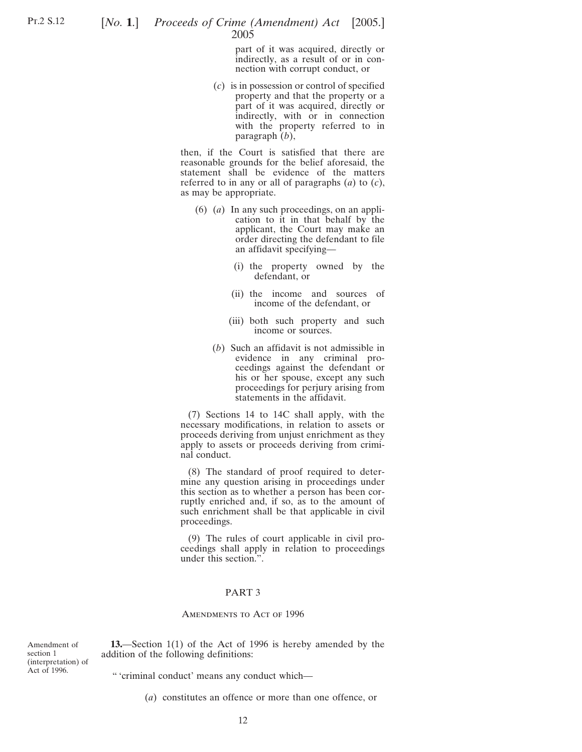part of it was acquired, directly or indirectly, as a result of or in connection with corrupt conduct, or

(*c*) is in possession or control of specified property and that the property or a part of it was acquired, directly or indirectly, with or in connection with the property referred to in paragraph (*b*),

then, if the Court is satisfied that there are reasonable grounds for the belief aforesaid, the statement shall be evidence of the matters referred to in any or all of paragraphs (*a*) to (*c*), as may be appropriate.

(6) (*a*) In any such proceedings, on an application to it in that behalf by the applicant, the Court may make an order directing the defendant to file an affidavit specifying—

(i) the property owned by the defendant, or

(ii) the income and sources of income of the defendant, or

(iii) both such property and such income or sources.

(*b*) Such an affidavit is not admissible in evidence in any criminal proceedings against the defendant or his or her spouse, except any such proceedings for perjury arising from statements in the affidavit.

(7) Sections 14 to 14C shall apply, with the necessary modifications, in relation to assets or proceeds deriving from unjust enrichment as they apply to assets or proceeds deriving from criminal conduct.

(8) The standard of proof required to determine any question arising in proceedings under this section as to whether a person has been corruptly enriched and, if so, as to the amount of such enrichment shall be that applicable in civil proceedings.

(9) The rules of court applicable in civil proceedings shall apply in relation to proceedings under this section.".

## PART 3

### Amendments to Act of 1996

Amendment of section 1 (interpretation) of Act of 1996.

**13.**—Section 1(1) of the Act of 1996 is hereby amended by the addition of the following definitions:

" 'criminal conduct' means any conduct which—

(*a*) constitutes an offence or more than one offence, or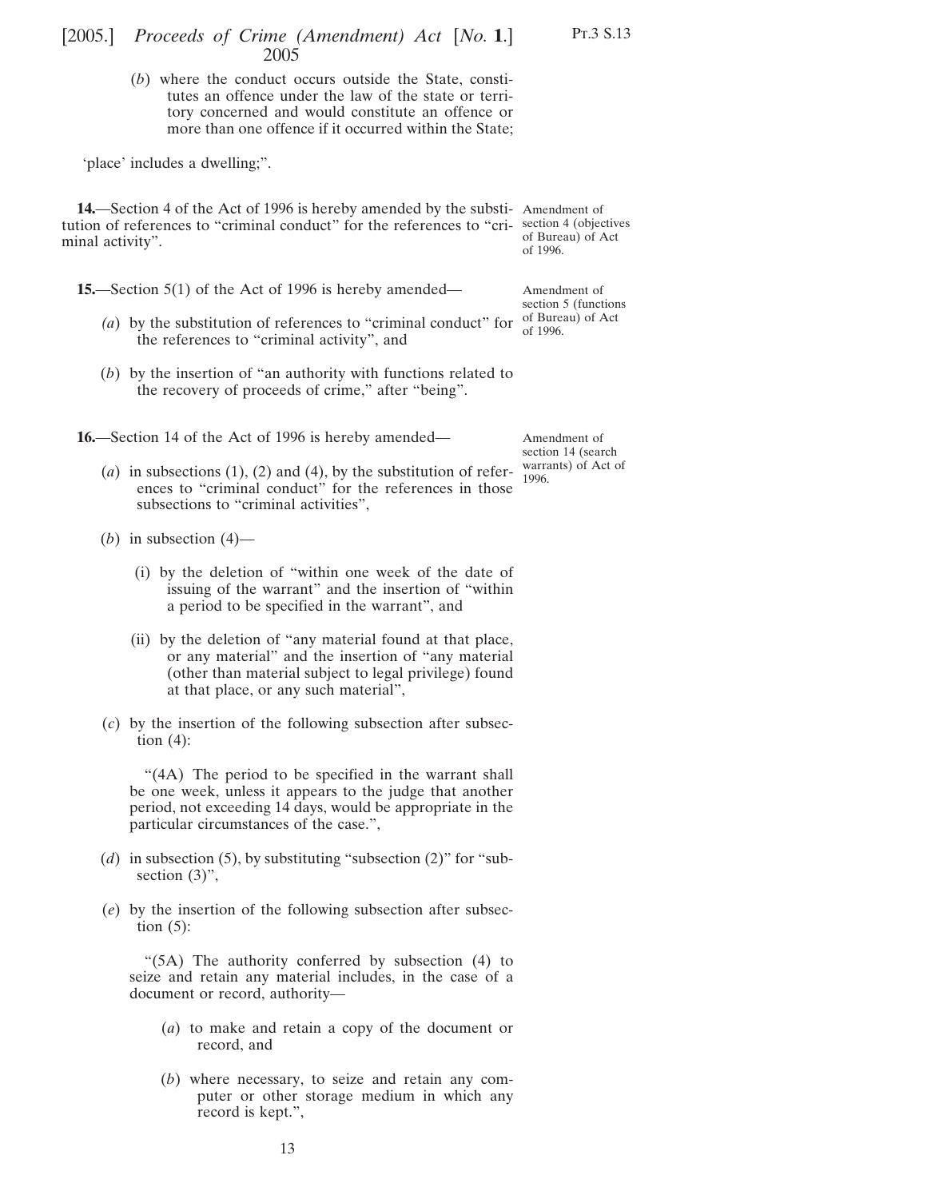(*b*) where the conduct occurs outside the State, constitutes an offence under the law of the state or territory concerned and would constitute an offence or more than one offence if it occurred within the State;

'place' includes a dwelling;".

Amendment of section 4 (objectives of Bureau) of Act of 1996.

**14.**—Section 4 of the Act of 1996 is hereby amended by the substitution of references to "criminal conduct" for the references to "criminal activity".

Amendment of section 5 (functions of Bureau) of Act of 1996.

**15.**—Section 5(1) of the Act of 1996 is hereby amended—

(*a*) by the substitution of references to "criminal conduct" for the references to "criminal activity", and

(*b*) by the insertion of "an authority with functions related to the recovery of proceeds of crime," after "being".

Amendment of section 14 (search warrants) of Act of 1996.

**16.**—Section 14 of the Act of 1996 is hereby amended—

(*a*) in subsections (1), (2) and (4), by the substitution of references to "criminal conduct" for the references in those subsections to "criminal activities",

(*b*) in subsection (4)—

(i) by the deletion of "within one week of the date of issuing of the warrant" and the insertion of "within a period to be specified in the warrant", and

(ii) by the deletion of "any material found at that place, or any material" and the insertion of "any material (other than material subject to legal privilege) found at that place, or any such material",

(*c*) by the insertion of the following subsection after subsection (4):

"(4A) The period to be specified in the warrant shall be one week, unless it appears to the judge that another period, not exceeding 14 days, would be appropriate in the particular circumstances of the case.",

(*d*) in subsection (5), by substituting "subsection (2)" for "subsection (3)",

(*e*) by the insertion of the following subsection after subsection (5):

"(5A) The authority conferred by subsection (4) to seize and retain any material includes, in the case of a document or record, authority—

(*a*) to make and retain a copy of the document or record, and

(*b*) where necessary, to seize and retain any computer or other storage medium in which any record is kept.",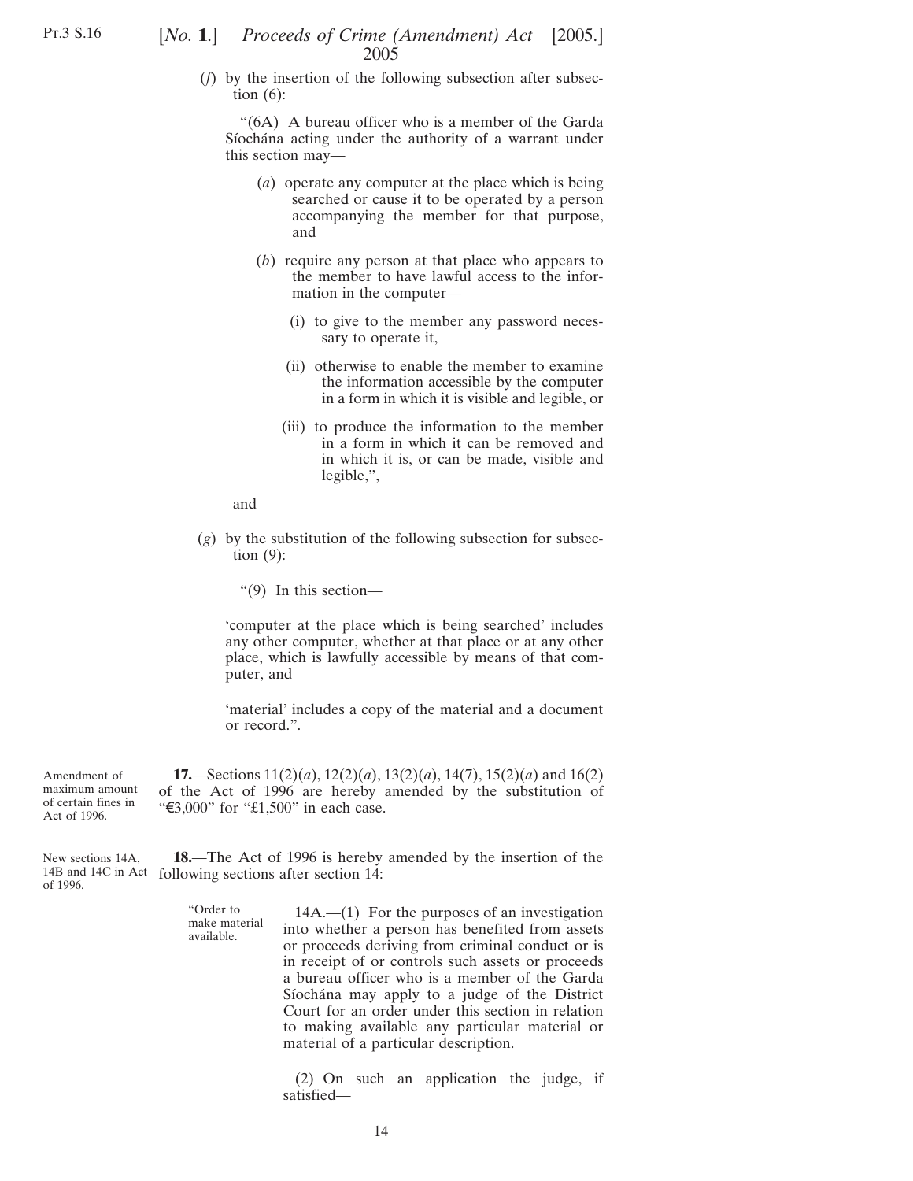(*f*) by the insertion of the following subsection after subsection (6):

"(6A) A bureau officer who is a member of the Garda Síochána acting under the authority of a warrant under this section may—

(*a*) operate any computer at the place which is being searched or cause it to be operated by a person accompanying the member for that purpose, and

(*b*) require any person at that place who appears to the member to have lawful access to the information in the computer—

(i) to give to the member any password necessary to operate it,

(ii) otherwise to enable the member to examine the information accessible by the computer in a form in which it is visible and legible, or

(iii) to produce the information to the member in a form in which it can be removed and in which it is, or can be made, visible and legible,",

and

(*g*) by the substitution of the following subsection for subsection (9):

"(9) In this section—

'computer at the place which is being searched' includes any other computer, whether at that place or at any other place, which is lawfully accessible by means of that computer, and

'material' includes a copy of the material and a document or record.".

Amendment of maximum amount of certain fines in Act of 1996.

**17.**—Sections 11(2)(*a*), 12(2)(*a*), 13(2)(*a*), 14(7), 15(2)(*a*) and 16(2) of the Act of 1996 are hereby amended by the substitution of "€3,000" for "£1,500" in each case.

New sections 14A, 14B and 14C in Act of 1996.

**18.**—The Act of 1996 is hereby amended by the insertion of the following sections after section 14:

"Order to make material available.

14A.—(1) For the purposes of an investigation into whether a person has benefited from assets or proceeds deriving from criminal conduct or is in receipt of or controls such assets or proceeds a bureau officer who is a member of the Garda Síochána may apply to a judge of the District Court for an order under this section in relation to making available any particular material or material of a particular description.

(2) On such an application the judge, if satisfied—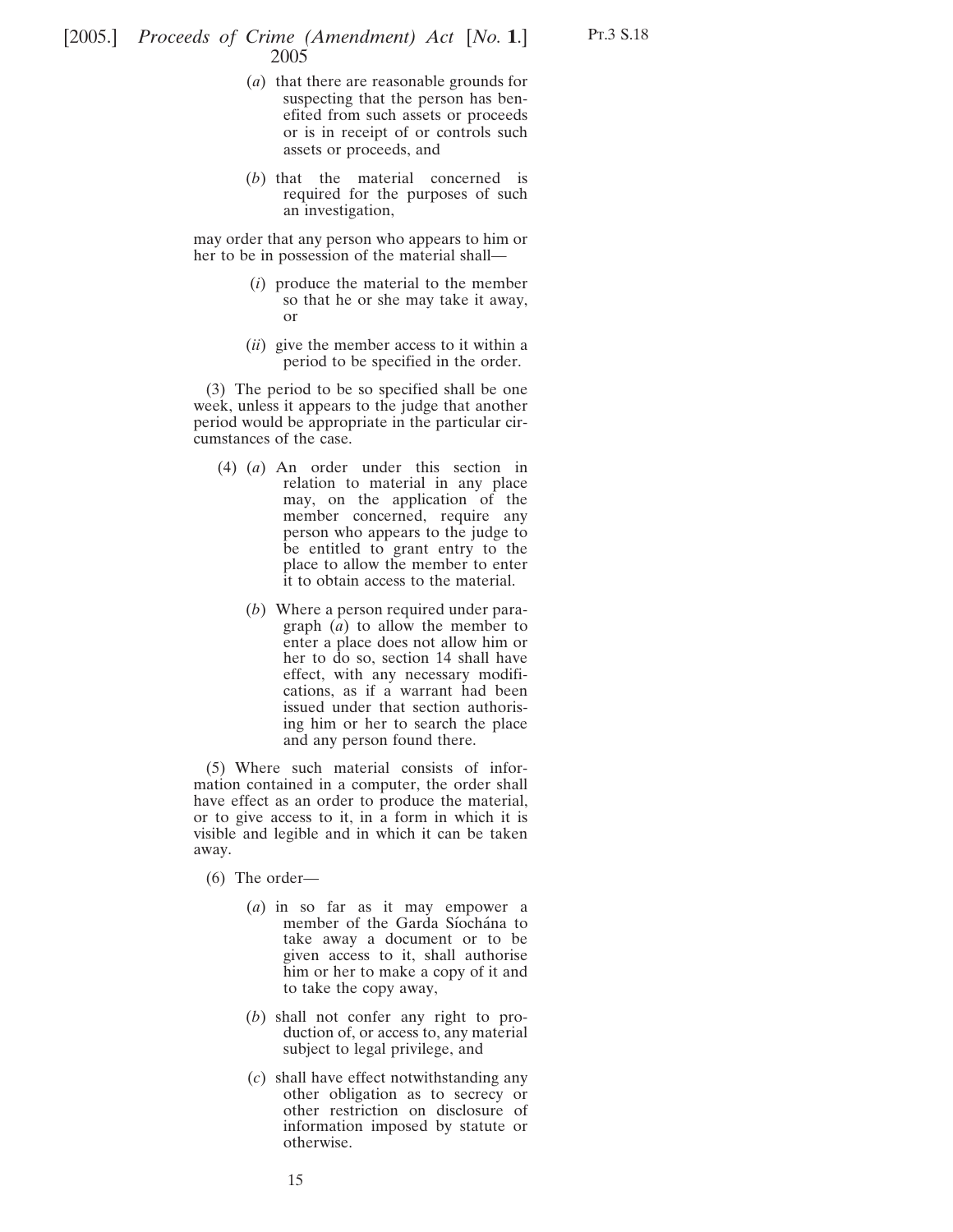(*a*) that there are reasonable grounds for suspecting that the person has benefited from such assets or proceeds or is in receipt of or controls such assets or proceeds, and

(*b*) that the material concerned is required for the purposes of such an investigation,

may order that any person who appears to him or her to be in possession of the material shall—

(*i*) produce the material to the member so that he or she may take it away, or

(*ii*) give the member access to it within a period to be specified in the order.

(3) The period to be so specified shall be one week, unless it appears to the judge that another period would be appropriate in the particular circumstances of the case.

(4) (*a*) An order under this section in relation to material in any place may, on the application of the member concerned, require any person who appears to the judge to be entitled to grant entry to the place to allow the member to enter it to obtain access to the material.

(*b*) Where a person required under paragraph (*a*) to allow the member to enter a place does not allow him or her to do so, section 14 shall have effect, with any necessary modifications, as if a warrant had been issued under that section authorising him or her to search the place and any person found there.

(5) Where such material consists of information contained in a computer, the order shall have effect as an order to produce the material, or to give access to it, in a form in which it is visible and legible and in which it can be taken away.

(6) The order—

(*a*) in so far as it may empower a member of the Garda Síochána to take away a document or to be given access to it, shall authorise him or her to make a copy of it and to take the copy away,

(*b*) shall not confer any right to production of, or access to, any material subject to legal privilege, and

(*c*) shall have effect notwithstanding any other obligation as to secrecy or other restriction on disclosure of information imposed by statute or otherwise.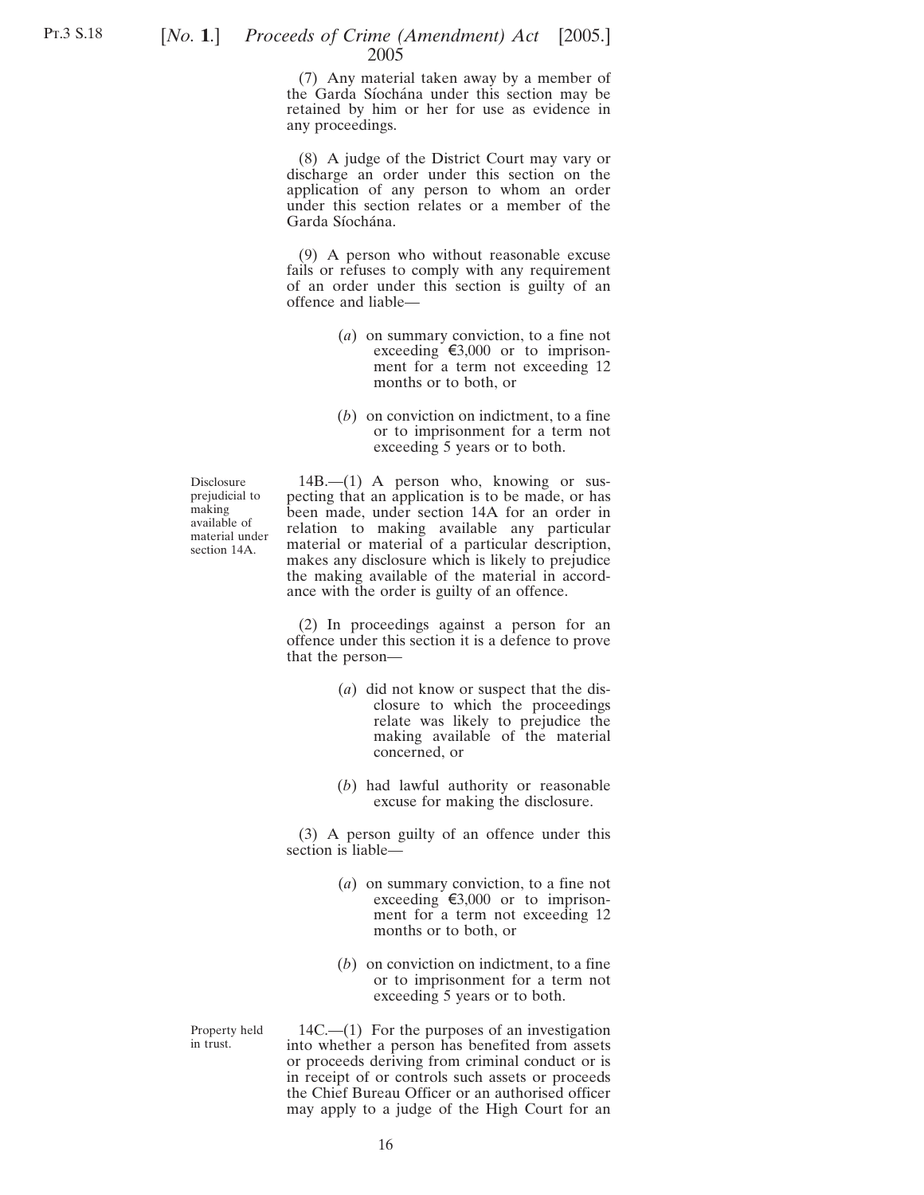(7) Any material taken away by a member of the Garda Síochána under this section may be retained by him or her for use as evidence in any proceedings.

(8) A judge of the District Court may vary or discharge an order under this section on the application of any person to whom an order under this section relates or a member of the Garda Síochána.

(9) A person who without reasonable excuse fails or refuses to comply with any requirement of an order under this section is guilty of an offence and liable—

(*a*) on summary conviction, to a fine not exceeding €3,000 or to imprisonment for a term not exceeding 12 months or to both, or

(*b*) on conviction on indictment, to a fine or to imprisonment for a term not exceeding 5 years or to both.

Disclosure prejudicial to making available of material under section 14A.

14B.—(1) A person who, knowing or suspecting that an application is to be made, or has been made, under section 14A for an order in relation to making available any particular material or material of a particular description, makes any disclosure which is likely to prejudice the making available of the material in accordance with the order is guilty of an offence.

(2) In proceedings against a person for an offence under this section it is a defence to prove that the person—

(*a*) did not know or suspect that the disclosure to which the proceedings relate was likely to prejudice the making available of the material concerned, or

(*b*) had lawful authority or reasonable excuse for making the disclosure.

(3) A person guilty of an offence under this section is liable—

(*a*) on summary conviction, to a fine not exceeding €3,000 or to imprisonment for a term not exceeding 12 months or to both, or

(*b*) on conviction on indictment, to a fine or to imprisonment for a term not exceeding 5 years or to both.

Property held in trust.

14C.—(1) For the purposes of an investigation into whether a person has benefited from assets or proceeds deriving from criminal conduct or is in receipt of or controls such assets or proceeds the Chief Bureau Officer or an authorised officer may apply to a judge of the High Court for an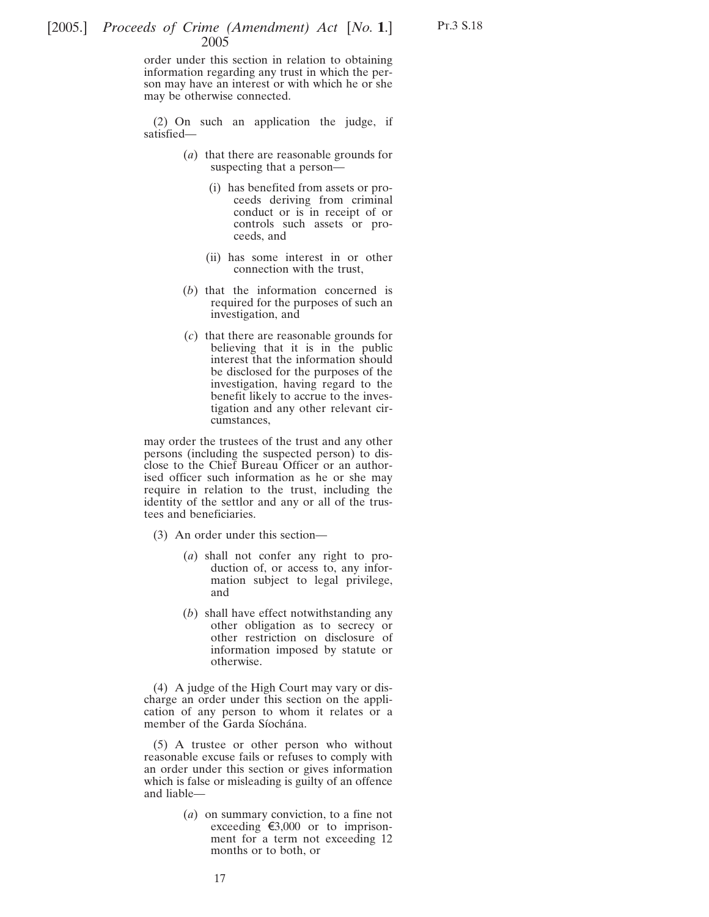order under this section in relation to obtaining information regarding any trust in which the person may have an interest or with which he or she may be otherwise connected.

(2) On such an application the judge, if satisfied—

(*a*) that there are reasonable grounds for suspecting that a person—

(i) has benefited from assets or proceeds deriving from criminal conduct or is in receipt of or controls such assets or proceeds, and

(ii) has some interest in or other connection with the trust,

(*b*) that the information concerned is required for the purposes of such an investigation, and

(*c*) that there are reasonable grounds for believing that it is in the public interest that the information should be disclosed for the purposes of the investigation, having regard to the benefit likely to accrue to the investigation and any other relevant circumstances,

may order the trustees of the trust and any other persons (including the suspected person) to disclose to the Chief Bureau Officer or an authorised officer such information as he or she may require in relation to the trust, including the identity of the settlor and any or all of the trustees and beneficiaries.

(3) An order under this section—

(*a*) shall not confer any right to production of, or access to, any information subject to legal privilege, and

(*b*) shall have effect notwithstanding any other obligation as to secrecy or other restriction on disclosure of information imposed by statute or otherwise.

(4) A judge of the High Court may vary or discharge an order under this section on the application of any person to whom it relates or a member of the Garda Síochána.

(5) A trustee or other person who without reasonable excuse fails or refuses to comply with an order under this section or gives information which is false or misleading is guilty of an offence and liable—

(*a*) on summary conviction, to a fine not exceeding €3,000 or to imprisonment for a term not exceeding 12 months or to both, or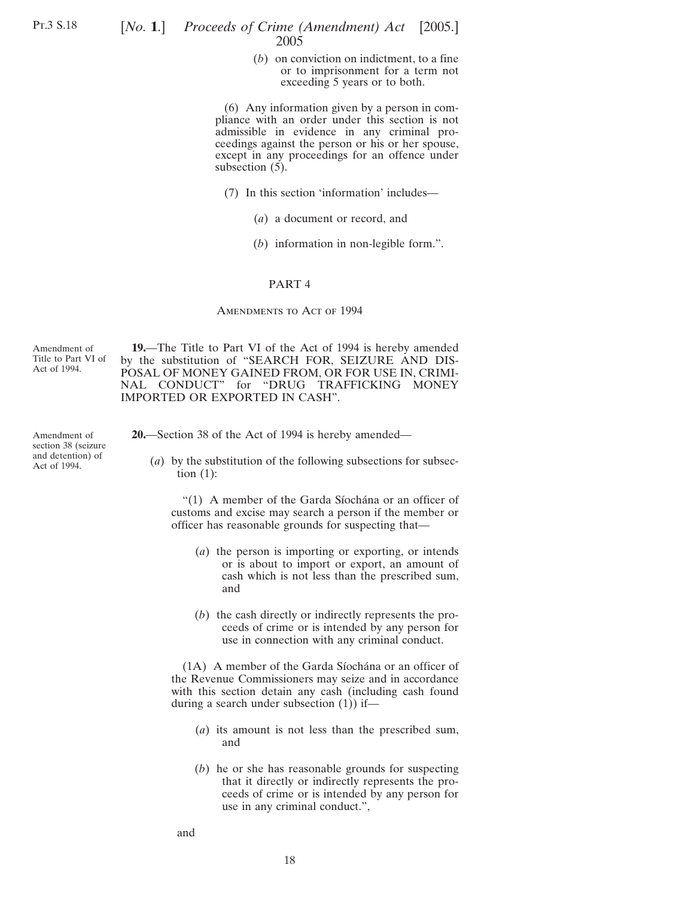(*b*) on conviction on indictment, to a fine or to imprisonment for a term not exceeding 5 years or to both.

(6) Any information given by a person in compliance with an order under this section is not admissible in evidence in any criminal proceedings against the person or his or her spouse, except in any proceedings for an offence under subsection (5).

(7) In this section 'information' includes—

(*a*) a document or record, and

(*b*) information in non-legible form.".

## PART 4

### Amendments to Act of 1994

Amendment of Title to Part VI of Act of 1994.

**19.**—The Title to Part VI of the Act of 1994 is hereby amended by the substitution of "SEARCH FOR, SEIZURE AND DISPOSAL OF MONEY GAINED FROM, OR FOR USE IN, CRIMINAL CONDUCT" for "DRUG TRAFFICKING MONEY IMPORTED OR EXPORTED IN CASH".

Amendment of section 38 (seizure and detention) of Act of 1994.

**20.**—Section 38 of the Act of 1994 is hereby amended—

(*a*) by the substitution of the following subsections for subsection (1):

"(1) A member of the Garda Síochána or an officer of customs and excise may search a person if the member or officer has reasonable grounds for suspecting that—

(*a*) the person is importing or exporting, or intends or is about to import or export, an amount of cash which is not less than the prescribed sum, and

(*b*) the cash directly or indirectly represents the proceeds of crime or is intended by any person for use in connection with any criminal conduct.

(1A) A member of the Garda Síochána or an officer of the Revenue Commissioners may seize and in accordance with this section detain any cash (including cash found during a search under subsection (1)) if—

(*a*) its amount is not less than the prescribed sum, and

(*b*) he or she has reasonable grounds for suspecting that it directly or indirectly represents the proceeds of crime or is intended by any person for use in any criminal conduct.",

and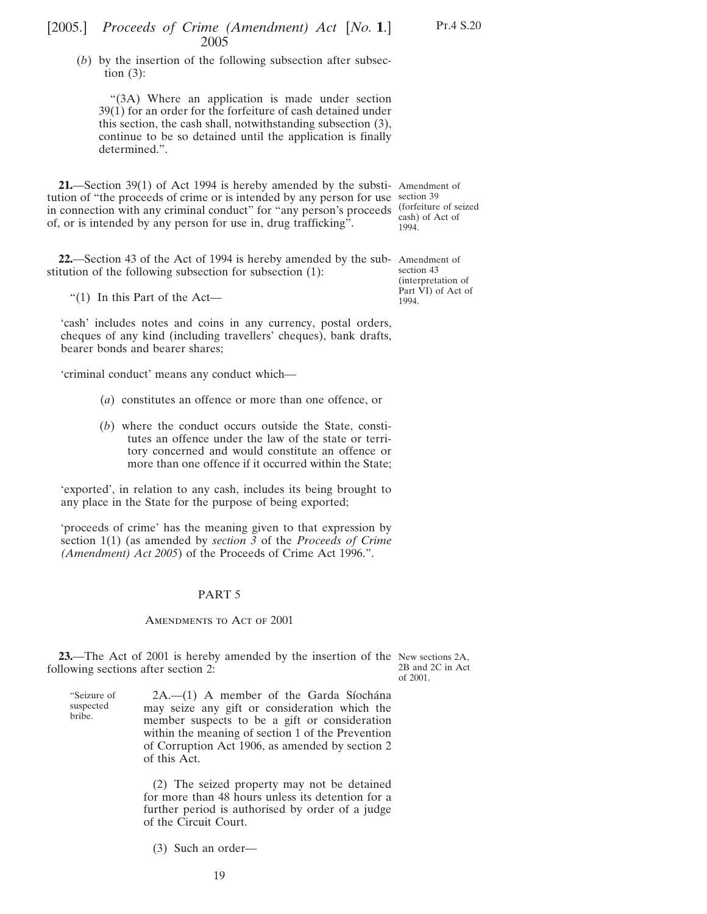(*b*) by the insertion of the following subsection after subsection (3):

"(3A) Where an application is made under section 39(1) for an order for the forfeiture of cash detained under this section, the cash shall, notwithstanding subsection (3), continue to be so detained until the application is finally determined.".

**21.**—Section 39(1) of Act 1994 is hereby amended by the substitution of "the proceeds of crime or is intended by any person for use in connection with any criminal conduct" for "any person's proceeds of, or is intended by any person for use in, drug trafficking".

Amendment of section 39 (forfeiture of seized cash) of Act of 1994.

**22.**—Section 43 of the Act of 1994 is hereby amended by the substitution of the following subsection for subsection (1):

Amendment of section 43 (interpretation of Part VI) of Act of 1994.

"(1) In this Part of the Act—

'cash' includes notes and coins in any currency, postal orders, cheques of any kind (including travellers' cheques), bank drafts, bearer bonds and bearer shares;

'criminal conduct' means any conduct which—

(*a*) constitutes an offence or more than one offence, or

(*b*) where the conduct occurs outside the State, constitutes an offence under the law of the state or territory concerned and would constitute an offence or more than one offence if it occurred within the State;

'exported', in relation to any cash, includes its being brought to any place in the State for the purpose of being exported;

'proceeds of crime' has the meaning given to that expression by section 1(1) (as amended by *section 3* of the *Proceeds of Crime (Amendment) Act 2005*) of the Proceeds of Crime Act 1996.".

## PART 5

### Amendments to Act of 2001

**23.**—The Act of 2001 is hereby amended by the insertion of the following sections after section 2:

New sections 2A, 2B and 2C in Act of 2001.

"Seizure of suspected bribe.

2A.—(1) A member of the Garda Síochána may seize any gift or consideration which the member suspects to be a gift or consideration within the meaning of section 1 of the Prevention of Corruption Act 1906, as amended by section 2 of this Act.

(2) The seized property may not be detained for more than 48 hours unless its detention for a further period is authorised by order of a judge of the Circuit Court.

(3) Such an order—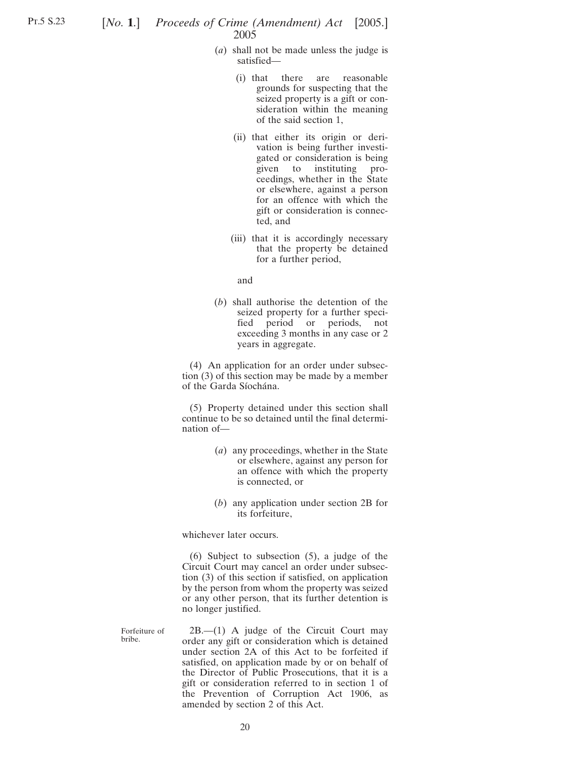(*a*) shall not be made unless the judge is satisfied—

(i) that there are reasonable grounds for suspecting that the seized property is a gift or consideration within the meaning of the said section 1,

(ii) that either its origin or derivation is being further investigated or consideration is being given to instituting proceedings, whether in the State or elsewhere, against a person for an offence with which the gift or consideration is connected, and

(iii) that it is accordingly necessary that the property be detained for a further period,

and

(*b*) shall authorise the detention of the seized property for a further specified period or periods, not exceeding 3 months in any case or 2 years in aggregate.

(4) An application for an order under subsection (3) of this section may be made by a member of the Garda Síochána.

(5) Property detained under this section shall continue to be so detained until the final determination of—

(*a*) any proceedings, whether in the State or elsewhere, against any person for an offence with which the property is connected, or

(*b*) any application under section 2B for its forfeiture,

whichever later occurs.

(6) Subject to subsection (5), a judge of the Circuit Court may cancel an order under subsection (3) of this section if satisfied, on application by the person from whom the property was seized or any other person, that its further detention is no longer justified.

Forfeiture of bribe.

2B.—(1) A judge of the Circuit Court may order any gift or consideration which is detained under section 2A of this Act to be forfeited if satisfied, on application made by or on behalf of the Director of Public Prosecutions, that it is a gift or consideration referred to in section 1 of the Prevention of Corruption Act 1906, as amended by section 2 of this Act.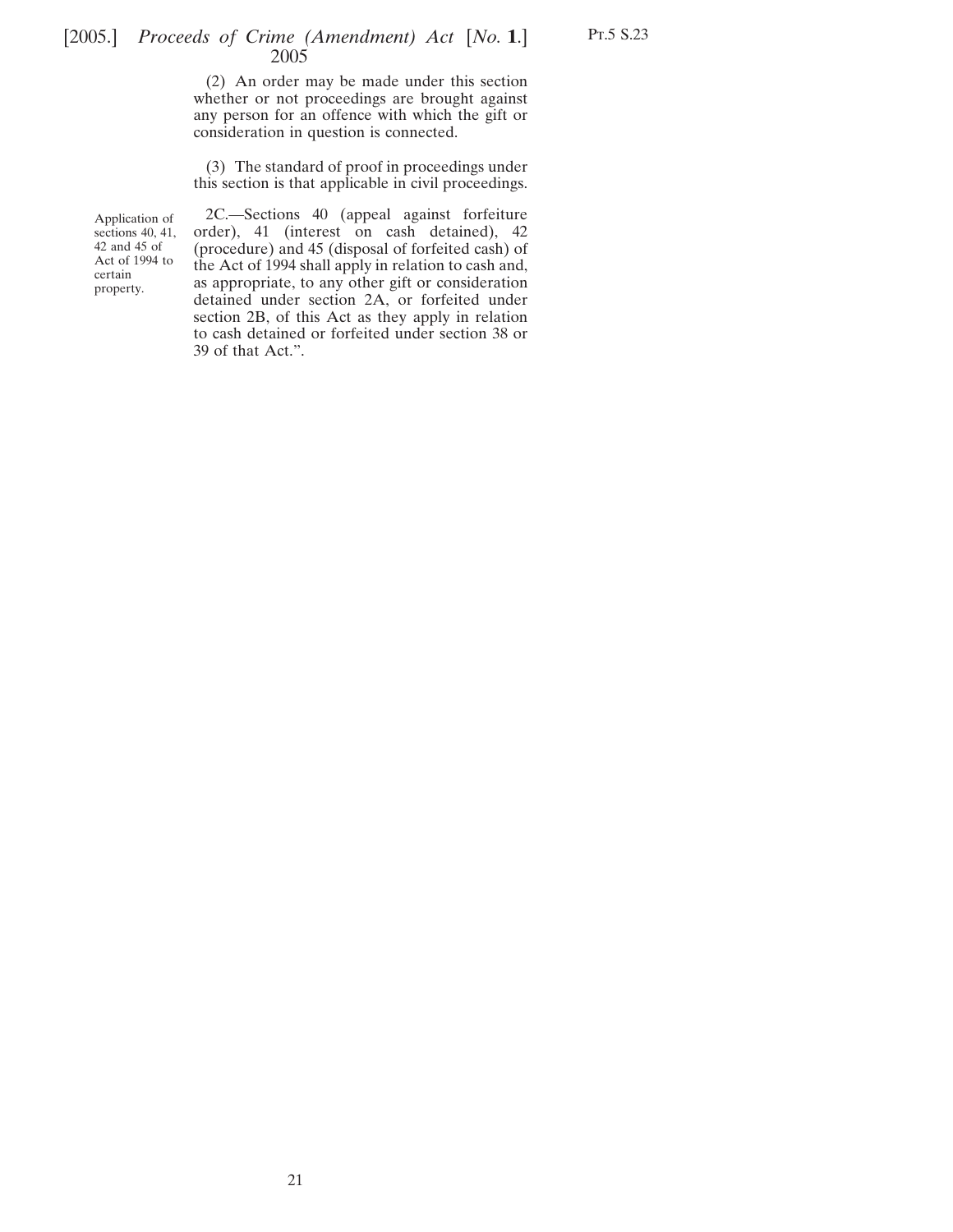(2) An order may be made under this section whether or not proceedings are brought against any person for an offence with which the gift or consideration in question is connected.

(3) The standard of proof in proceedings under this section is that applicable in civil proceedings.

Application of sections 40, 41, 42 and 45 of Act of 1994 to certain property.

2C.—Sections 40 (appeal against forfeiture order), 41 (interest on cash detained), 42 (procedure) and 45 (disposal of forfeited cash) of the Act of 1994 shall apply in relation to cash and, as appropriate, to any other gift or consideration detained under section 2A, or forfeited under section 2B, of this Act as they apply in relation to cash detained or forfeited under section 38 or 39 of that Act.”.